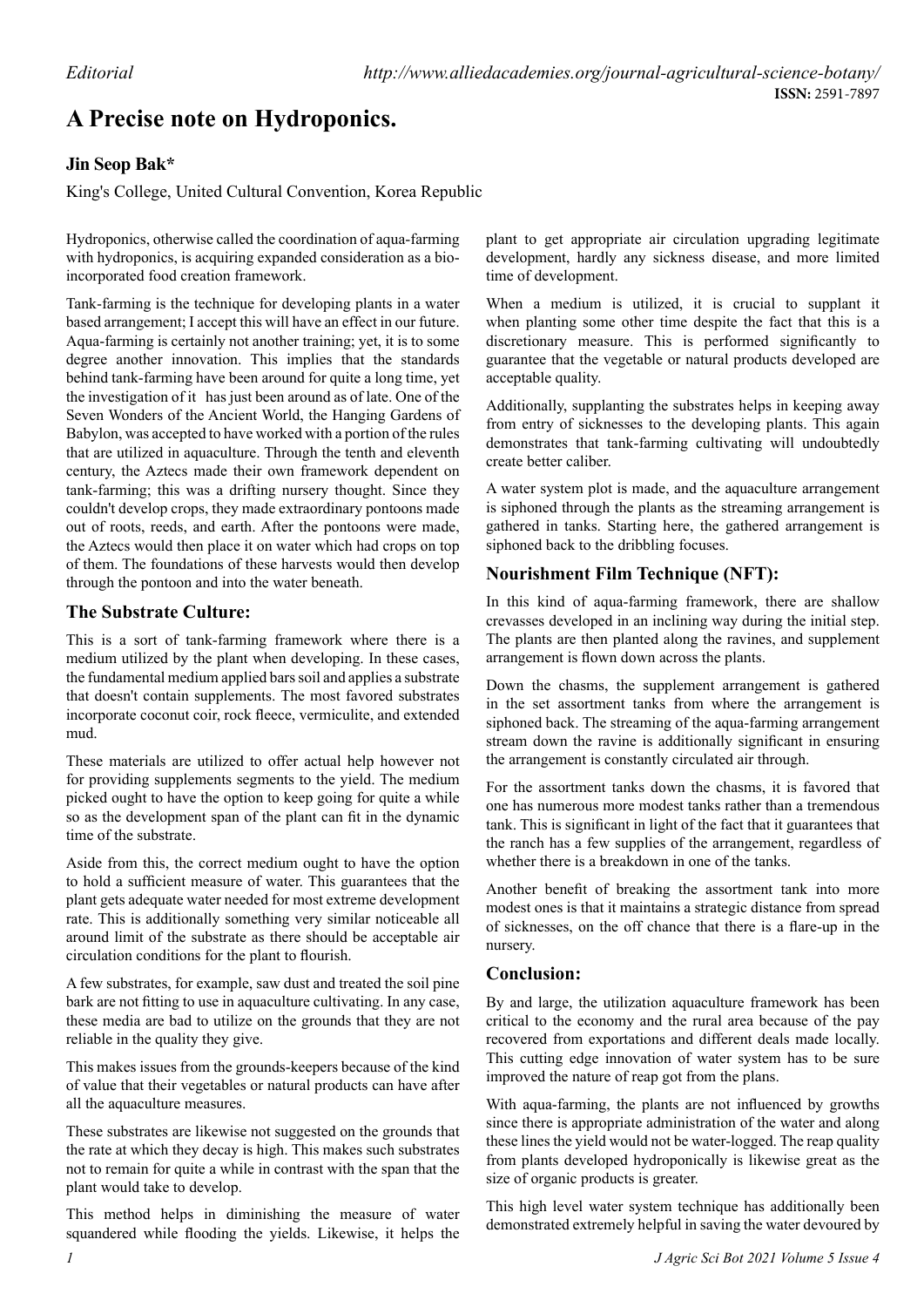*Editorial*

http://www.alliedacademies.org/journal-agricultural-science-botany/

**ISSN:** 2591-7897

# A Precise note on Hydroponics.

**Jin Seop Bak***

King's College, United Cultural Convention, Korea Republic

Hydroponics, otherwise called the coordination of aqua-farming with hydroponics, is acquiring expanded consideration as a bio-incorporated food creation framework.

Tank-farming is the technique for developing plants in a water based arrangement; I accept this will have an effect in our future. Aqua-farming is certainly not another training; yet, it is to some degree another innovation. This implies that the standards behind tank-farming have been around for quite a long time, yet the investigation of it has just been around as of late. One of the Seven Wonders of the Ancient World, the Hanging Gardens of Babylon, was accepted to have worked with a portion of the rules that are utilized in aquaculture. Through the tenth and eleventh century, the Aztecs made their own framework dependent on tank-farming; this was a drifting nursery thought. Since they couldn't develop crops, they made extraordinary pontoons made out of roots, reeds, and earth. After the pontoons were made, the Aztecs would then place it on water which had crops on top of them. The foundations of these harvests would then develop through the pontoon and into the water beneath.

## The Substrate Culture:

This is a sort of tank-farming framework where there is a medium utilized by the plant when developing. In these cases, the fundamental medium applied bars soil and applies a substrate that doesn't contain supplements. The most favored substrates incorporate coconut coir, rock fleece, vermiculite, and extended mud.

These materials are utilized to offer actual help however not for providing supplements segments to the yield. The medium picked ought to have the option to keep going for quite a while so as the development span of the plant can fit in the dynamic time of the substrate.

Aside from this, the correct medium ought to have the option to hold a sufficient measure of water. This guarantees that the plant gets adequate water needed for most extreme development rate. This is additionally something very similar noticeable all around limit of the substrate as there should be acceptable air circulation conditions for the plant to flourish.

A few substrates, for example, saw dust and treated the soil pine bark are not fitting to use in aquaculture cultivating. In any case, these media are bad to utilize on the grounds that they are not reliable in the quality they give.

This makes issues from the grounds-keepers because of the kind of value that their vegetables or natural products can have after all the aquaculture measures.

These substrates are likewise not suggested on the grounds that the rate at which they decay is high. This makes such substrates not to remain for quite a while in contrast with the span that the plant would take to develop.

This method helps in diminishing the measure of water squandered while flooding the yields. Likewise, it helps the plant to get appropriate air circulation upgrading legitimate development, hardly any sickness disease, and more limited time of development.

When a medium is utilized, it is crucial to supplant it when planting some other time despite the fact that this is a discretionary measure. This is performed significantly to guarantee that the vegetable or natural products developed are acceptable quality.

Additionally, supplanting the substrates helps in keeping away from entry of sicknesses to the developing plants. This again demonstrates that tank-farming cultivating will undoubtedly create better caliber.

A water system plot is made, and the aquaculture arrangement is siphoned through the plants as the streaming arrangement is gathered in tanks. Starting here, the gathered arrangement is siphoned back to the dribbling focuses.

## Nourishment Film Technique (NFT):

In this kind of aqua-farming framework, there are shallow crevasses developed in an inclining way during the initial step. The plants are then planted along the ravines, and supplement arrangement is flown down across the plants.

Down the chasms, the supplement arrangement is gathered in the set assortment tanks from where the arrangement is siphoned back. The streaming of the aqua-farming arrangement stream down the ravine is additionally significant in ensuring the arrangement is constantly circulated air through.

For the assortment tanks down the chasms, it is favored that one has numerous more modest tanks rather than a tremendous tank. This is significant in light of the fact that it guarantees that the ranch has a few supplies of the arrangement, regardless of whether there is a breakdown in one of the tanks.

Another benefit of breaking the assortment tank into more modest ones is that it maintains a strategic distance from spread of sicknesses, on the off chance that there is a flare-up in the nursery.

## Conclusion:

By and large, the utilization aquaculture framework has been critical to the economy and the rural area because of the pay recovered from exportations and different deals made locally. This cutting edge innovation of water system has to be sure improved the nature of reap got from the plans.

With aqua-farming, the plants are not influenced by growths since there is appropriate administration of the water and along these lines the yield would not be water-logged. The reap quality from plants developed hydroponically is likewise great as the size of organic products is greater.

This high level water system technique has additionally been demonstrated extremely helpful in saving the water devoured by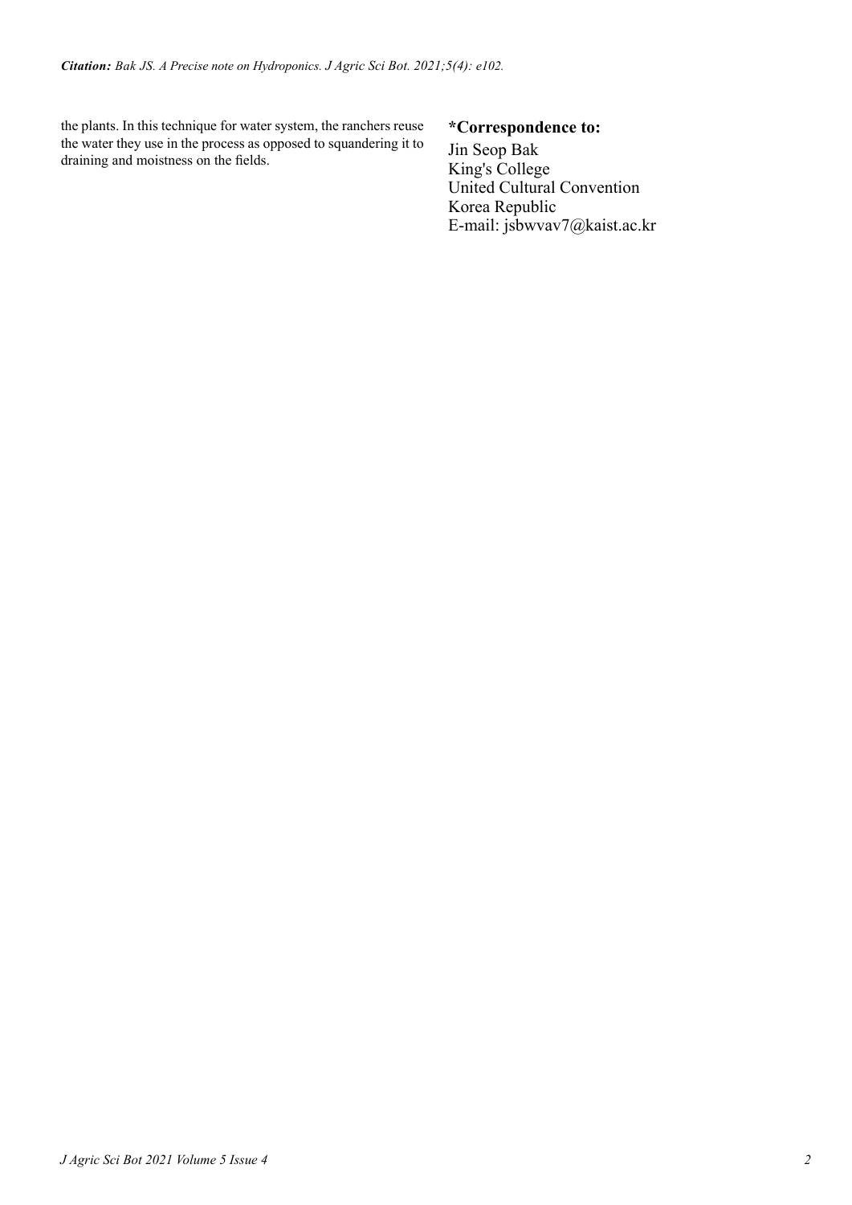the plants. In this technique for water system, the ranchers reuse the water they use in the process as opposed to squandering it to draining and moistness on the fields.

**\*Correspondence to:**

Jin Seop Bak
King's College
United Cultural Convention
Korea Republic
E-mail: jsbwvav7@kaist.ac.kr